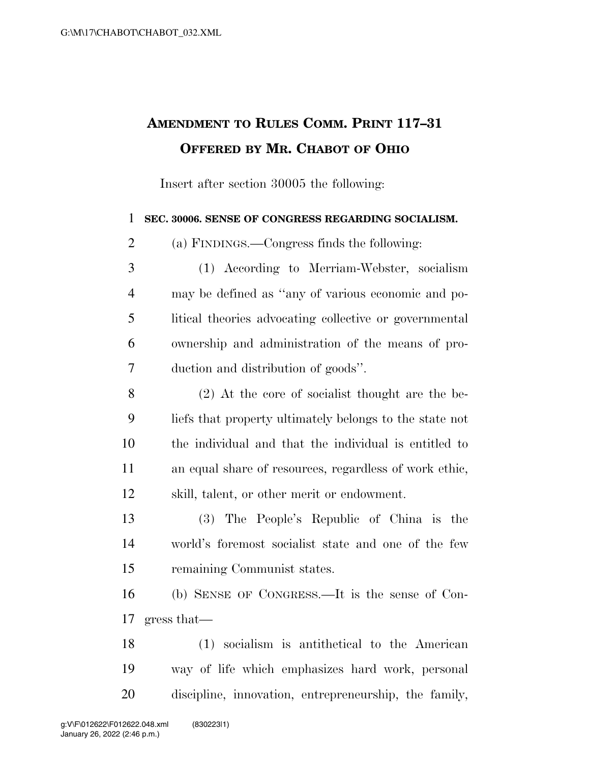## AMENDMENT TO RULES COMM. PRINT 117–31
## OFFERED BY MR. CHABOT OF OHIO

Insert after section 30005 the following:

**SEC. 30006. SENSE OF CONGRESS REGARDING SOCIALISM.**

(a) FINDINGS.—Congress finds the following:

(1) According to Merriam-Webster, socialism may be defined as ''any of various economic and political theories advocating collective or governmental ownership and administration of the means of production and distribution of goods''.

(2) At the core of socialist thought are the beliefs that property ultimately belongs to the state not the individual and that the individual is entitled to an equal share of resources, regardless of work ethic, skill, talent, or other merit or endowment.

(3) The People's Republic of China is the world's foremost socialist state and one of the few remaining Communist states.

(b) SENSE OF CONGRESS.—It is the sense of Congress that—

(1) socialism is antithetical to the American way of life which emphasizes hard work, personal discipline, innovation, entrepreneurship, the family,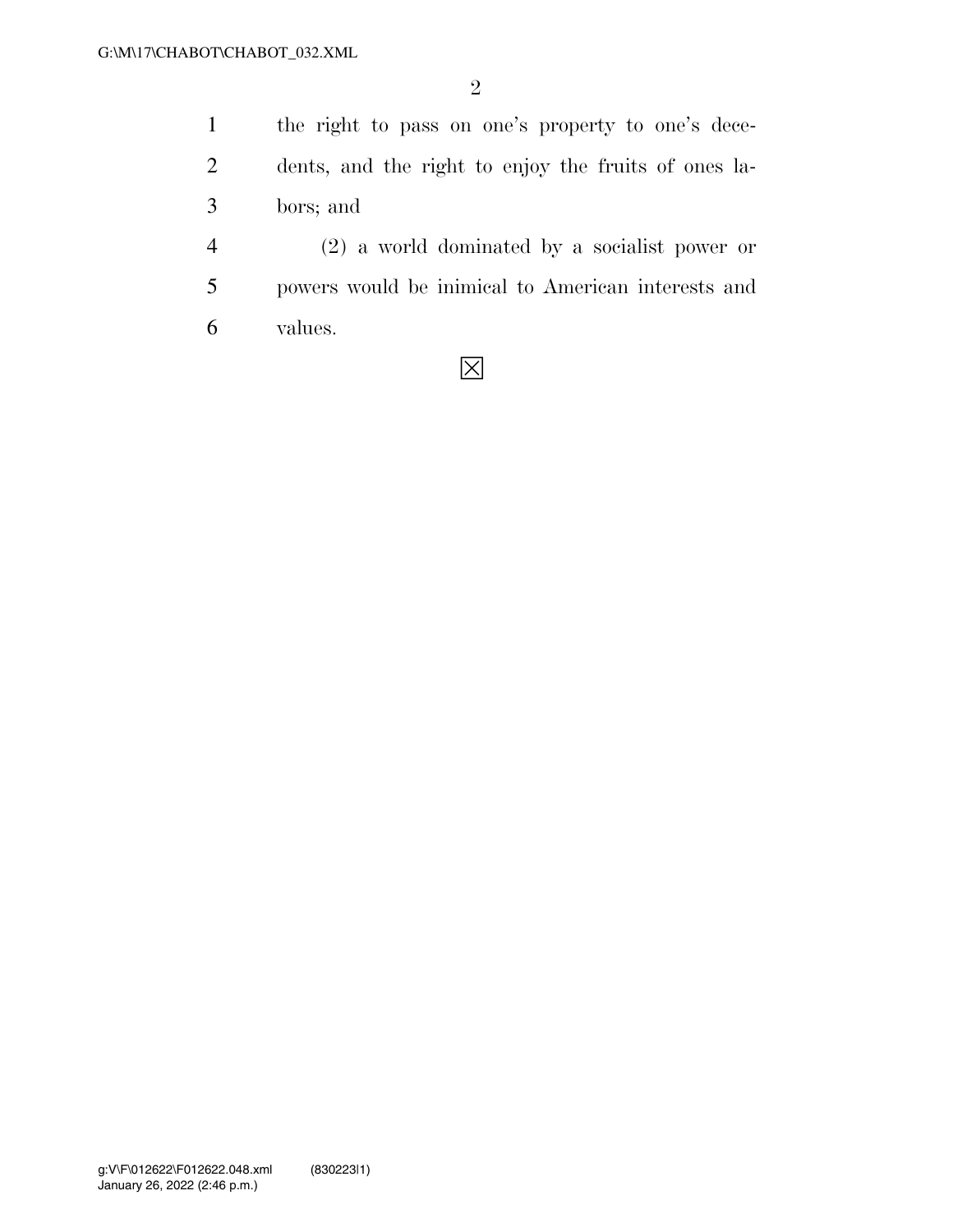the right to pass on one's property to one's decedents, and the right to enjoy the fruits of ones labors; and

(2) a world dominated by a socialist power or powers would be inimical to American interests and values.